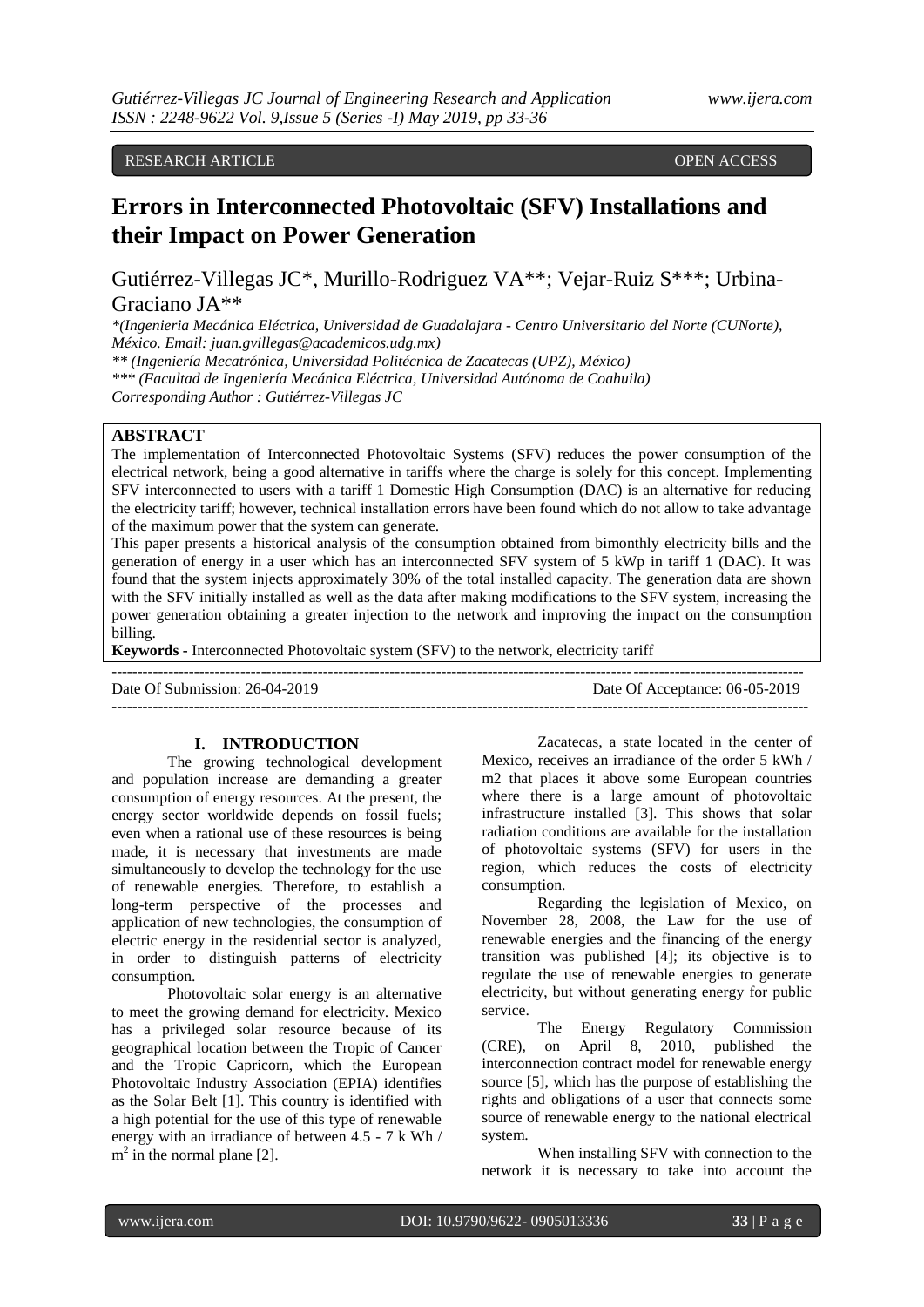RESEARCH ARTICLE OPEN ACCESS

# Errors in Interconnected Photovoltaic (SFV) Installations and their Impact on Power Generation

Gutiérrez-Villegas JC*, Murillo-Rodriguez VA**; Vejar-Ruiz S***; Urbina-Graciano JA**

*\*(Ingenieria Mecánica Eléctrica, Universidad de Guadalajara - Centro Universitario del Norte (CUNorte), México. Email: juan.gvillegas@academicos.udg.mx)*
*\*\* (Ingeniería Mecatrónica, Universidad Politécnica de Zacatecas (UPZ), México)*
*\*\*\* (Facultad de Ingeniería Mecánica Eléctrica, Universidad Autónoma de Coahuila)*
*Corresponding Author : Gutiérrez-Villegas JC*

## ABSTRACT

The implementation of Interconnected Photovoltaic Systems (SFV) reduces the power consumption of the electrical network, being a good alternative in tariffs where the charge is solely for this concept. Implementing SFV interconnected to users with a tariff 1 Domestic High Consumption (DAC) is an alternative for reducing the electricity tariff; however, technical installation errors have been found which do not allow to take advantage of the maximum power that the system can generate.

This paper presents a historical analysis of the consumption obtained from bimonthly electricity bills and the generation of energy in a user which has an interconnected SFV system of 5 kWp in tariff 1 (DAC). It was found that the system injects approximately 30% of the total installed capacity. The generation data are shown with the SFV initially installed as well as the data after making modifications to the SFV system, increasing the power generation obtaining a greater injection to the network and improving the impact on the consumption billing.

**Keywords -** Interconnected Photovoltaic system (SFV) to the network, electricity tariff

Date Of Submission: 26-04-2019 Date Of Acceptance: 06-05-2019

## I. INTRODUCTION

The growing technological development and population increase are demanding a greater consumption of energy resources. At the present, the energy sector worldwide depends on fossil fuels; even when a rational use of these resources is being made, it is necessary that investments are made simultaneously to develop the technology for the use of renewable energies. Therefore, to establish a long-term perspective of the processes and application of new technologies, the consumption of electric energy in the residential sector is analyzed, in order to distinguish patterns of electricity consumption.

Photovoltaic solar energy is an alternative to meet the growing demand for electricity. Mexico has a privileged solar resource because of its geographical location between the Tropic of Cancer and the Tropic Capricorn, which the European Photovoltaic Industry Association (EPIA) identifies as the Solar Belt [1]. This country is identified with a high potential for the use of this type of renewable energy with an irradiance of between 4.5 - 7 k Wh / $m^2$ in the normal plane [2].

Zacatecas, a state located in the center of Mexico, receives an irradiance of the order 5 kWh / m2 that places it above some European countries where there is a large amount of photovoltaic infrastructure installed [3]. This shows that solar radiation conditions are available for the installation of photovoltaic systems (SFV) for users in the region, which reduces the costs of electricity consumption.

Regarding the legislation of Mexico, on November 28, 2008, the Law for the use of renewable energies and the financing of the energy transition was published [4]; its objective is to regulate the use of renewable energies to generate electricity, but without generating energy for public service.

The Energy Regulatory Commission (CRE), on April 8, 2010, published the interconnection contract model for renewable energy source [5], which has the purpose of establishing the rights and obligations of a user that connects some source of renewable energy to the national electrical system.

When installing SFV with connection to the network it is necessary to take into account the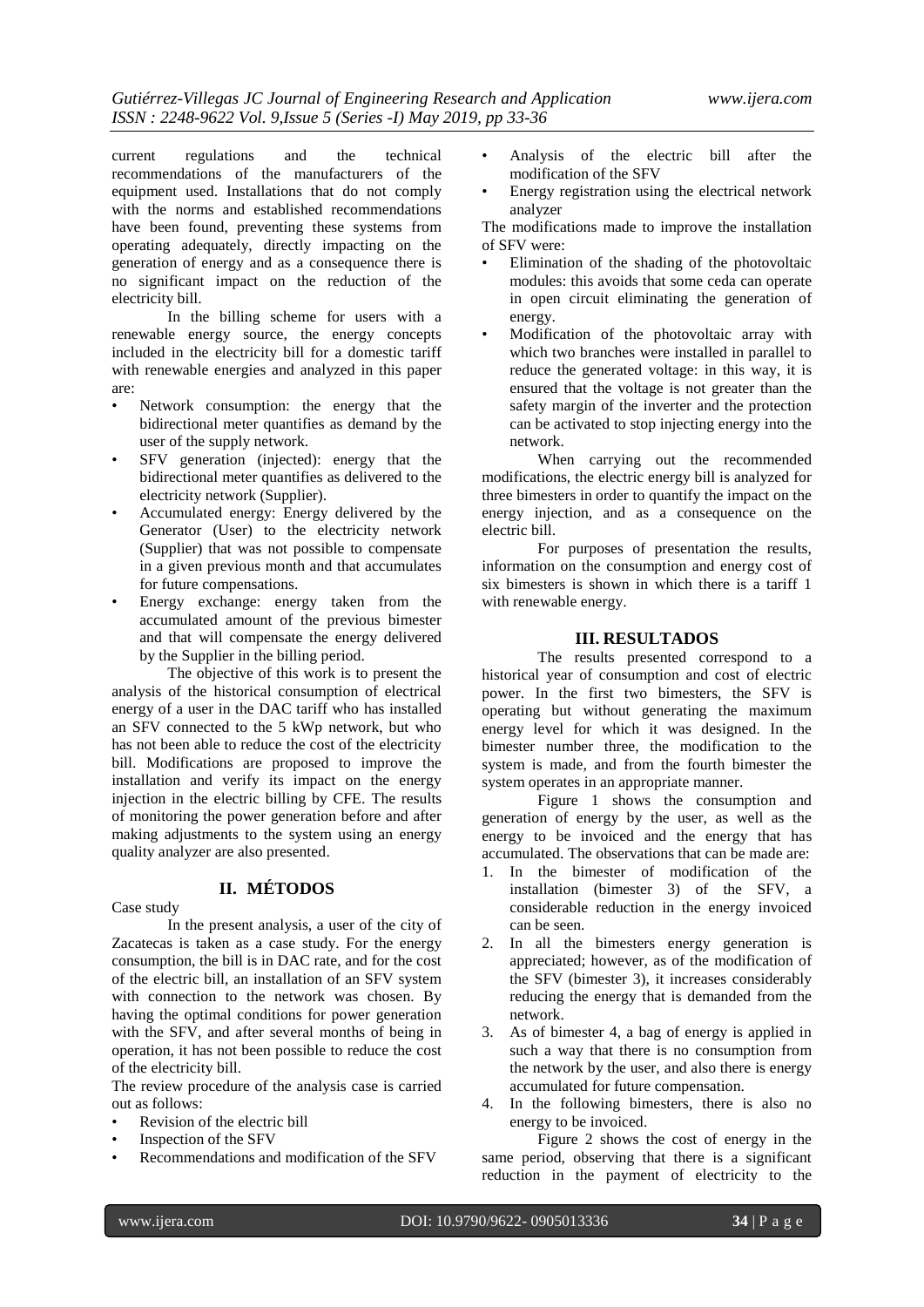current regulations and the technical recommendations of the manufacturers of the equipment used. Installations that do not comply with the norms and established recommendations have been found, preventing these systems from operating adequately, directly impacting on the generation of energy and as a consequence there is no significant impact on the reduction of the electricity bill.

In the billing scheme for users with a renewable energy source, the energy concepts included in the electricity bill for a domestic tariff with renewable energies and analyzed in this paper are:

- Network consumption: the energy that the bidirectional meter quantifies as demand by the user of the supply network.
- SFV generation (injected): energy that the bidirectional meter quantifies as delivered to the electricity network (Supplier).
- Accumulated energy: Energy delivered by the Generator (User) to the electricity network (Supplier) that was not possible to compensate in a given previous month and that accumulates for future compensations.
- Energy exchange: energy taken from the accumulated amount of the previous bimester and that will compensate the energy delivered by the Supplier in the billing period.

The objective of this work is to present the analysis of the historical consumption of electrical energy of a user in the DAC tariff who has installed an SFV connected to the 5 kWp network, but who has not been able to reduce the cost of the electricity bill. Modifications are proposed to improve the installation and verify its impact on the energy injection in the electric billing by CFE. The results of monitoring the power generation before and after making adjustments to the system using an energy quality analyzer are also presented.

## II. MÉTODOS

Case study

In the present analysis, a user of the city of Zacatecas is taken as a case study. For the energy consumption, the bill is in DAC rate, and for the cost of the electric bill, an installation of an SFV system with connection to the network was chosen. By having the optimal conditions for power generation with the SFV, and after several months of being in operation, it has not been possible to reduce the cost of the electricity bill.

The review procedure of the analysis case is carried out as follows:

- Revision of the electric bill
- Inspection of the SFV
- Recommendations and modification of the SFV
- Analysis of the electric bill after the modification of the SFV
- Energy registration using the electrical network analyzer

The modifications made to improve the installation of SFV were:

- Elimination of the shading of the photovoltaic modules: this avoids that some ceda can operate in open circuit eliminating the generation of energy.
- Modification of the photovoltaic array with which two branches were installed in parallel to reduce the generated voltage: in this way, it is ensured that the voltage is not greater than the safety margin of the inverter and the protection can be activated to stop injecting energy into the network.

When carrying out the recommended modifications, the electric energy bill is analyzed for three bimesters in order to quantify the impact on the energy injection, and as a consequence on the electric bill.

For purposes of presentation the results, information on the consumption and energy cost of six bimesters is shown in which there is a tariff 1 with renewable energy.

## III. RESULTADOS

The results presented correspond to a historical year of consumption and cost of electric power. In the first two bimesters, the SFV is operating but without generating the maximum energy level for which it was designed. In the bimester number three, the modification to the system is made, and from the fourth bimester the system operates in an appropriate manner.

Figure 1 shows the consumption and generation of energy by the user, as well as the energy to be invoiced and the energy that has accumulated. The observations that can be made are:

1. In the bimester of modification of the installation (bimester 3) of the SFV, a considerable reduction in the energy invoiced can be seen.
2. In all the bimesters energy generation is appreciated; however, as of the modification of the SFV (bimester 3), it increases considerably reducing the energy that is demanded from the network.
3. As of bimester 4, a bag of energy is applied in such a way that there is no consumption from the network by the user, and also there is energy accumulated for future compensation.
4. In the following bimesters, there is also no energy to be invoiced.

Figure 2 shows the cost of energy in the same period, observing that there is a significant reduction in the payment of electricity to the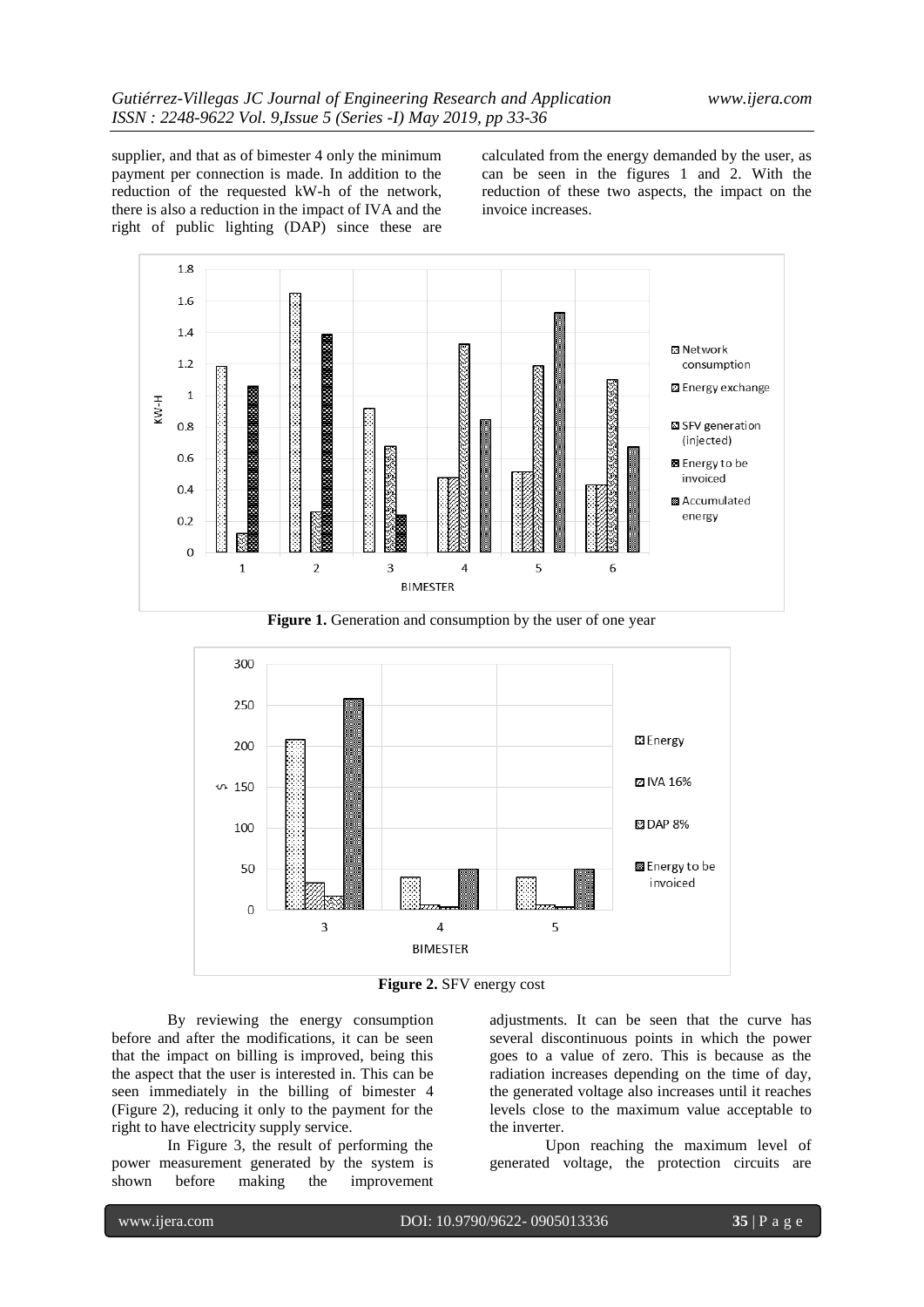supplier, and that as of bimester 4 only the minimum payment per connection is made. In addition to the reduction of the requested kW-h of the network, there is also a reduction in the impact of IVA and the right of public lighting (DAP) since these are calculated from the energy demanded by the user, as can be seen in the figures 1 and 2. With the reduction of these two aspects, the impact on the invoice increases.

**Figure 1.** Generation and consumption by the user of one year

**Figure 2.** SFV energy cost

By reviewing the energy consumption before and after the modifications, it can be seen that the impact on billing is improved, being this the aspect that the user is interested in. This can be seen immediately in the billing of bimester 4 (Figure 2), reducing it only to the payment for the right to have electricity supply service.

In Figure 3, the result of performing the power measurement generated by the system is shown before making the improvement adjustments. It can be seen that the curve has several discontinuous points in which the power goes to a value of zero. This is because as the radiation increases depending on the time of day, the generated voltage also increases until it reaches levels close to the maximum value acceptable to the inverter.

Upon reaching the maximum level of generated voltage, the protection circuits are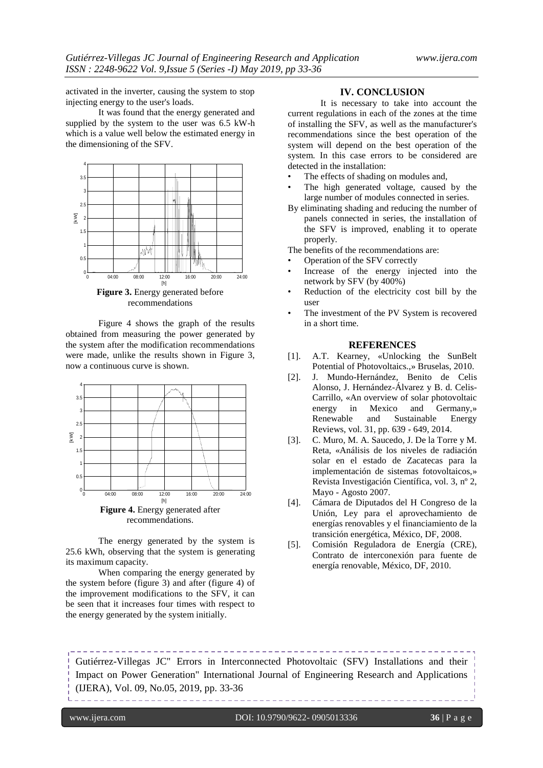activated in the inverter, causing the system to stop injecting energy to the user's loads.

It was found that the energy generated and supplied by the system to the user was 6.5 kW-h which is a value well below the estimated energy in the dimensioning of the SFV.

4
3.5
3
2.5
[kW] 2
1.5
1
0.5
0
0 04:00 08:00 12:00 16:00 20:00 24:00
[h]

**Figure 3.** Energy generated before recommendations

Figure 4 shows the graph of the results obtained from measuring the power generated by the system after the modification recommendations were made, unlike the results shown in Figure 3, now a continuous curve is shown.

4
3.5
3
2.5
[kW] 2
1.5
1
0.5
0
0 04:00 08:00 12:00 16:00 20:00 24:00
[h]

**Figure 4.** Energy generated after recommendations.

The energy generated by the system is 25.6 kWh, observing that the system is generating its maximum capacity.

When comparing the energy generated by the system before (figure 3) and after (figure 4) of the improvement modifications to the SFV, it can be seen that it increases four times with respect to the energy generated by the system initially.

## IV. CONCLUSION

It is necessary to take into account the current regulations in each of the zones at the time of installing the SFV, as well as the manufacturer's recommendations since the best operation of the system will depend on the best operation of the system. In this case errors to be considered are detected in the installation:

- The effects of shading on modules and,
- The high generated voltage, caused by the large number of modules connected in series.

By eliminating shading and reducing the number of panels connected in series, the installation of the SFV is improved, enabling it to operate properly.

The benefits of the recommendations are:

- Operation of the SFV correctly
- Increase of the energy injected into the network by SFV (by 400%)
- Reduction of the electricity cost bill by the user
- The investment of the PV System is recovered in a short time.

## REFERENCES

[1]. A.T. Kearney, «Unlocking the SunBelt Potential of Photovoltaics.,» Bruselas, 2010.

[2]. J. Mundo-Hernández, Benito de Celis Alonso, J. Hernández-Álvarez y B. d. Celis-Carrillo, «An overview of solar photovoltaic energy in Mexico and Germany,» Renewable and Sustainable Energy Reviews, vol. 31, pp. 639 - 649, 2014.

[3]. C. Muro, M. A. Saucedo, J. De la Torre y M. Reta, «Análisis de los niveles de radiación solar en el estado de Zacatecas para la implementación de sistemas fotovoltaicos,» Revista Investigación Científica, vol. 3, nº 2, Mayo - Agosto 2007.

[4]. Cámara de Diputados del H Congreso de la Unión, Ley para el aprovechamiento de energías renovables y el financiamiento de la transición energética, México, DF, 2008.

[5]. Comisión Reguladora de Energía (CRE), Contrato de interconexión para fuente de energía renovable, México, DF, 2010.

Gutiérrez-Villegas JC" Errors in Interconnected Photovoltaic (SFV) Installations and their Impact on Power Generation" International Journal of Engineering Research and Applications (IJERA), Vol. 09, No.05, 2019, pp. 33-36